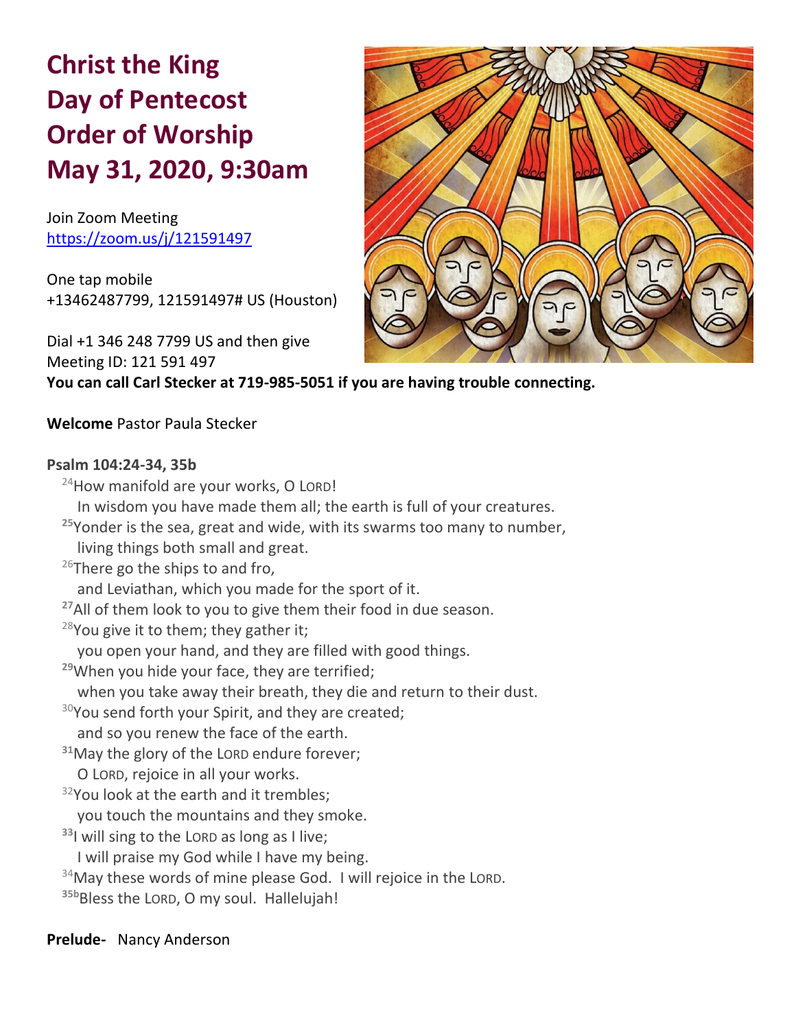# Christ the King
# Day of Pentecost
# Order of Worship
# May 31, 2020, 9:30am

Join Zoom Meeting
https://zoom.us/j/121591497

One tap mobile
+13462487799, 121591497# US (Houston)

Dial +1 346 248 7799 US and then give
Meeting ID: 121 591 497

**You can call Carl Stecker at 719-985-5051 if you are having trouble connecting.**

**Welcome** Pastor Paula Stecker

**Psalm 104:24-34, 35b**

[24]How manifold are your works, O LORD!
In wisdom you have made them all; the earth is full of your creatures.
**[25]**Yonder is the sea, great and wide, with its swarms too many to number,
living things both small and great.
[26]There go the ships to and fro,
and Leviathan, which you made for the sport of it.
**[27]**All of them look to you to give them their food in due season.
[28]You give it to them; they gather it;
you open your hand, and they are filled with good things.
**[29]**When you hide your face, they are terrified;
when you take away their breath, they die and return to their dust.
[30]You send forth your Spirit, and they are created;
and so you renew the face of the earth.
**[31]**May the glory of the LORD endure forever;
O LORD, rejoice in all your works.
[32]You look at the earth and it trembles;
you touch the mountains and they smoke.
**[33]**I will sing to the LORD as long as I live;
I will praise my God while I have my being.
[34]May these words of mine please God. I will rejoice in the LORD.
**[35b]**Bless the LORD, O my soul. Hallelujah!

**Prelude-** Nancy Anderson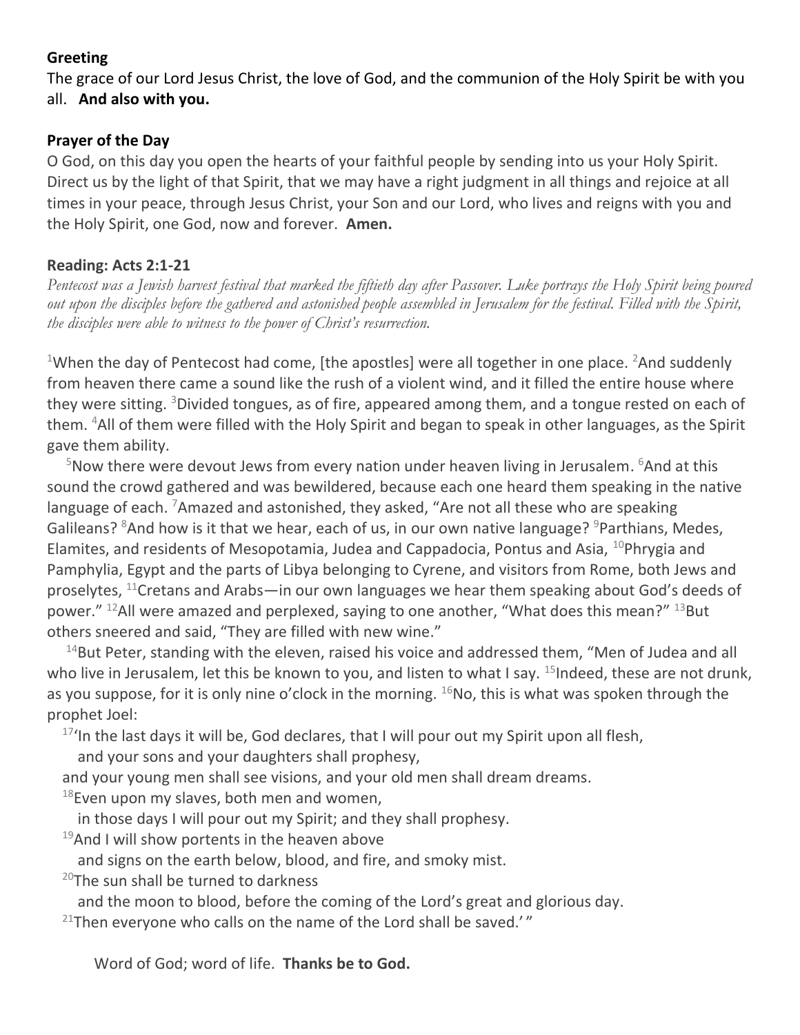**Greeting**

The grace of our Lord Jesus Christ, the love of God, and the communion of the Holy Spirit be with you all. **And also with you.**

**Prayer of the Day**

O God, on this day you open the hearts of your faithful people by sending into us your Holy Spirit. Direct us by the light of that Spirit, that we may have a right judgment in all things and rejoice at all times in your peace, through Jesus Christ, your Son and our Lord, who lives and reigns with you and the Holy Spirit, one God, now and forever. **Amen.**

**Reading: Acts 2:1-21**

*Pentecost was a Jewish harvest festival that marked the fiftieth day after Passover. Luke portrays the Holy Spirit being poured out upon the disciples before the gathered and astonished people assembled in Jerusalem for the festival. Filled with the Spirit, the disciples were able to witness to the power of Christ's resurrection.*

[1]When the day of Pentecost had come, [the apostles] were all together in one place. [2]And suddenly from heaven there came a sound like the rush of a violent wind, and it filled the entire house where they were sitting. [3]Divided tongues, as of fire, appeared among them, and a tongue rested on each of them. [4]All of them were filled with the Holy Spirit and began to speak in other languages, as the Spirit gave them ability.

[5]Now there were devout Jews from every nation under heaven living in Jerusalem. [6]And at this sound the crowd gathered and was bewildered, because each one heard them speaking in the native language of each. [7]Amazed and astonished, they asked, "Are not all these who are speaking Galileans? [8]And how is it that we hear, each of us, in our own native language? [9]Parthians, Medes, Elamites, and residents of Mesopotamia, Judea and Cappadocia, Pontus and Asia, [10]Phrygia and Pamphylia, Egypt and the parts of Libya belonging to Cyrene, and visitors from Rome, both Jews and proselytes, [11]Cretans and Arabs—in our own languages we hear them speaking about God's deeds of power." [12]All were amazed and perplexed, saying to one another, "What does this mean?" [13]But others sneered and said, "They are filled with new wine."

[14]But Peter, standing with the eleven, raised his voice and addressed them, "Men of Judea and all who live in Jerusalem, let this be known to you, and listen to what I say. [15]Indeed, these are not drunk, as you suppose, for it is only nine o'clock in the morning. [16]No, this is what was spoken through the prophet Joel:

[17]'In the last days it will be, God declares, that I will pour out my Spirit upon all flesh,
and your sons and your daughters shall prophesy,
and your young men shall see visions, and your old men shall dream dreams.
[18]Even upon my slaves, both men and women,
in those days I will pour out my Spirit; and they shall prophesy.
[19]And I will show portents in the heaven above
and signs on the earth below, blood, and fire, and smoky mist.
[20]The sun shall be turned to darkness
and the moon to blood, before the coming of the Lord's great and glorious day.
[21]Then everyone who calls on the name of the Lord shall be saved.' "

Word of God; word of life. **Thanks be to God.**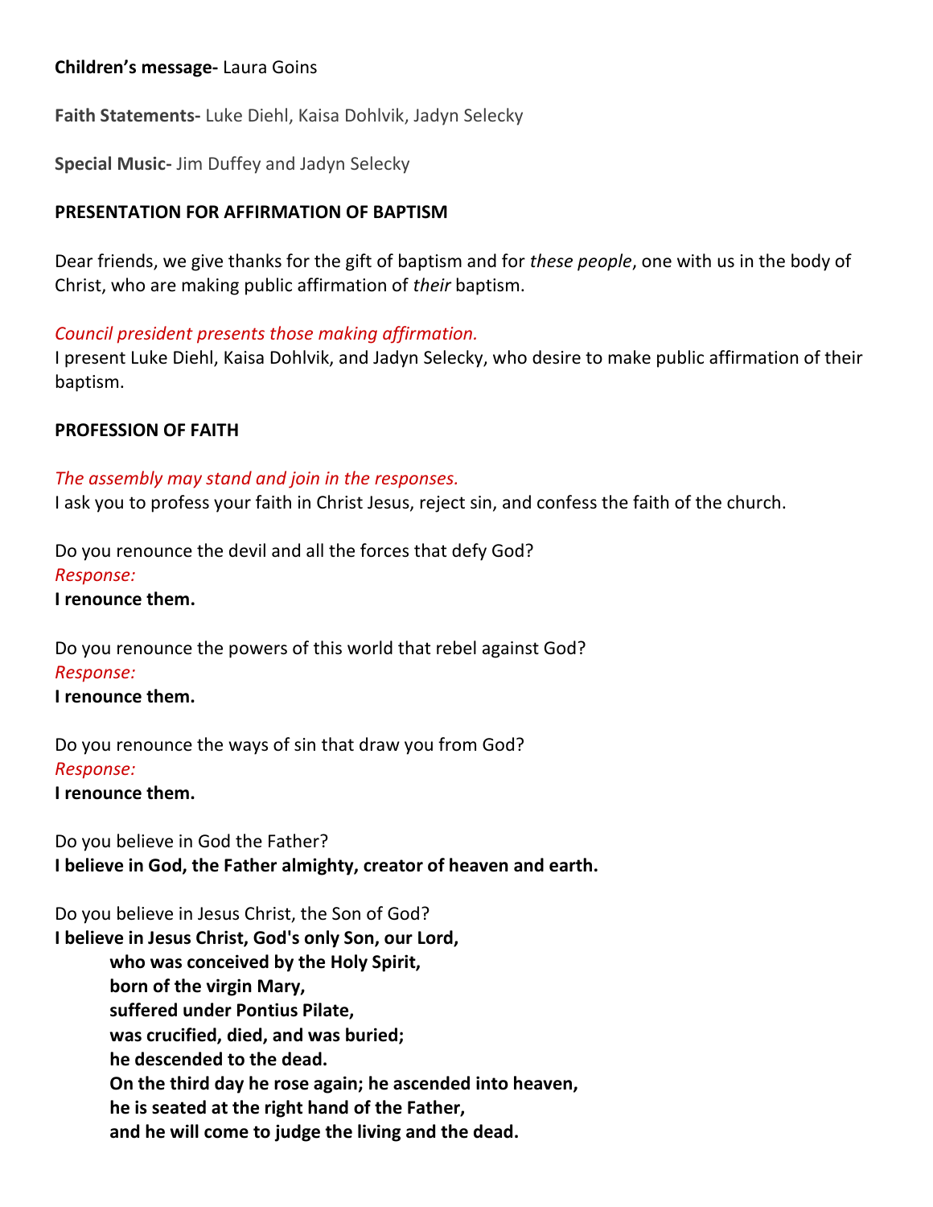**Children's message-** Laura Goins

**Faith Statements-** Luke Diehl, Kaisa Dohlvik, Jadyn Selecky

**Special Music-** Jim Duffey and Jadyn Selecky

**PRESENTATION FOR AFFIRMATION OF BAPTISM**

Dear friends, we give thanks for the gift of baptism and for *these people*, one with us in the body of Christ, who are making public affirmation of *their* baptism.

*Council president presents those making affirmation.*
I present Luke Diehl, Kaisa Dohlvik, and Jadyn Selecky, who desire to make public affirmation of their baptism.

**PROFESSION OF FAITH**

*The assembly may stand and join in the responses.*
I ask you to profess your faith in Christ Jesus, reject sin, and confess the faith of the church.

Do you renounce the devil and all the forces that defy God?
*Response:*
**I renounce them.**

Do you renounce the powers of this world that rebel against God?
*Response:*
**I renounce them.**

Do you renounce the ways of sin that draw you from God?
*Response:*
**I renounce them.**

Do you believe in God the Father?
**I believe in God, the Father almighty, creator of heaven and earth.**

Do you believe in Jesus Christ, the Son of God?
**I believe in Jesus Christ, God's only Son, our Lord,**
**who was conceived by the Holy Spirit,**
**born of the virgin Mary,**
**suffered under Pontius Pilate,**
**was crucified, died, and was buried;**
**he descended to the dead.**
**On the third day he rose again; he ascended into heaven,**
**he is seated at the right hand of the Father,**
**and he will come to judge the living and the dead.**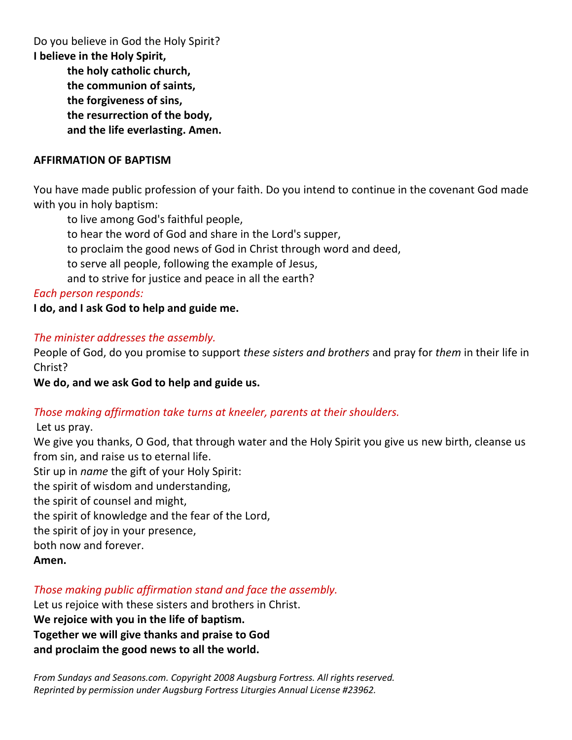Do you believe in God the Holy Spirit?

**I believe in the Holy Spirit,**
**the holy catholic church,**
**the communion of saints,**
**the forgiveness of sins,**
**the resurrection of the body,**
**and the life everlasting. Amen.**

**AFFIRMATION OF BAPTISM**

You have made public profession of your faith. Do you intend to continue in the covenant God made with you in holy baptism:
to live among God's faithful people,
to hear the word of God and share in the Lord's supper,
to proclaim the good news of God in Christ through word and deed,
to serve all people, following the example of Jesus,
and to strive for justice and peace in all the earth?

*Each person responds:*

**I do, and I ask God to help and guide me.**

*The minister addresses the assembly.*

People of God, do you promise to support *these sisters and brothers* and pray for *them* in their life in Christ?

**We do, and we ask God to help and guide us.**

*Those making affirmation take turns at kneeler, parents at their shoulders.*

Let us pray.
We give you thanks, O God, that through water and the Holy Spirit you give us new birth, cleanse us from sin, and raise us to eternal life.
Stir up in *name* the gift of your Holy Spirit:
the spirit of wisdom and understanding,
the spirit of counsel and might,
the spirit of knowledge and the fear of the Lord,
the spirit of joy in your presence,
both now and forever.
**Amen.**

*Those making public affirmation stand and face the assembly.*

Let us rejoice with these sisters and brothers in Christ.
**We rejoice with you in the life of baptism.**
**Together we will give thanks and praise to God**
**and proclaim the good news to all the world.**

*From Sundays and Seasons.com. Copyright 2008 Augsburg Fortress. All rights reserved.*
*Reprinted by permission under Augsburg Fortress Liturgies Annual License #23962.*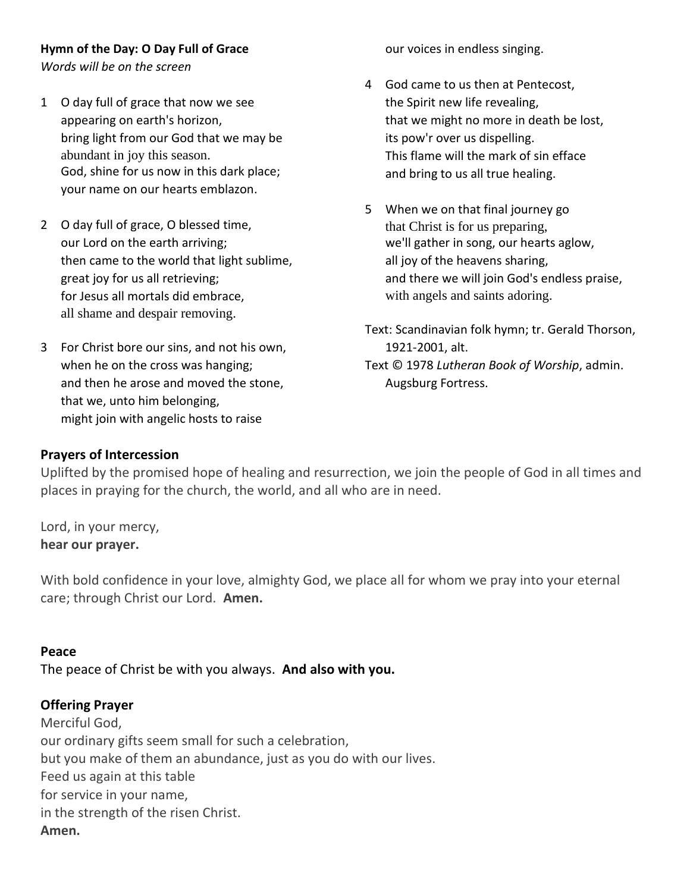**Hymn of the Day: O Day Full of Grace**
*Words will be on the screen*

1 O day full of grace that now we see
appearing on earth's horizon,
bring light from our God that we may be
abundant in joy this season.
God, shine for us now in this dark place;
your name on our hearts emblazon.

2 O day full of grace, O blessed time,
our Lord on the earth arriving;
then came to the world that light sublime,
great joy for us all retrieving;
for Jesus all mortals did embrace,
all shame and despair removing.

3 For Christ bore our sins, and not his own,
when he on the cross was hanging;
and then he arose and moved the stone,
that we, unto him belonging,
might join with angelic hosts to raise
our voices in endless singing.

4 God came to us then at Pentecost,
the Spirit new life revealing,
that we might no more in death be lost,
its pow'r over us dispelling.
This flame will the mark of sin efface
and bring to us all true healing.

5 When we on that final journey go
that Christ is for us preparing,
we'll gather in song, our hearts aglow,
all joy of the heavens sharing,
and there we will join God's endless praise,
with angels and saints adoring.

Text: Scandinavian folk hymn; tr. Gerald Thorson, 1921-2001, alt.
Text © 1978 *Lutheran Book of Worship*, admin. Augsburg Fortress.

## Prayers of Intercession

Uplifted by the promised hope of healing and resurrection, we join the people of God in all times and places in praying for the church, the world, and all who are in need.

Lord, in your mercy,
**hear our prayer.**

With bold confidence in your love, almighty God, we place all for whom we pray into your eternal care; through Christ our Lord. **Amen.**

## Peace

The peace of Christ be with you always. **And also with you.**

## Offering Prayer

Merciful God,
our ordinary gifts seem small for such a celebration,
but you make of them an abundance, just as you do with our lives.
Feed us again at this table
for service in your name,
in the strength of the risen Christ.
**Amen.**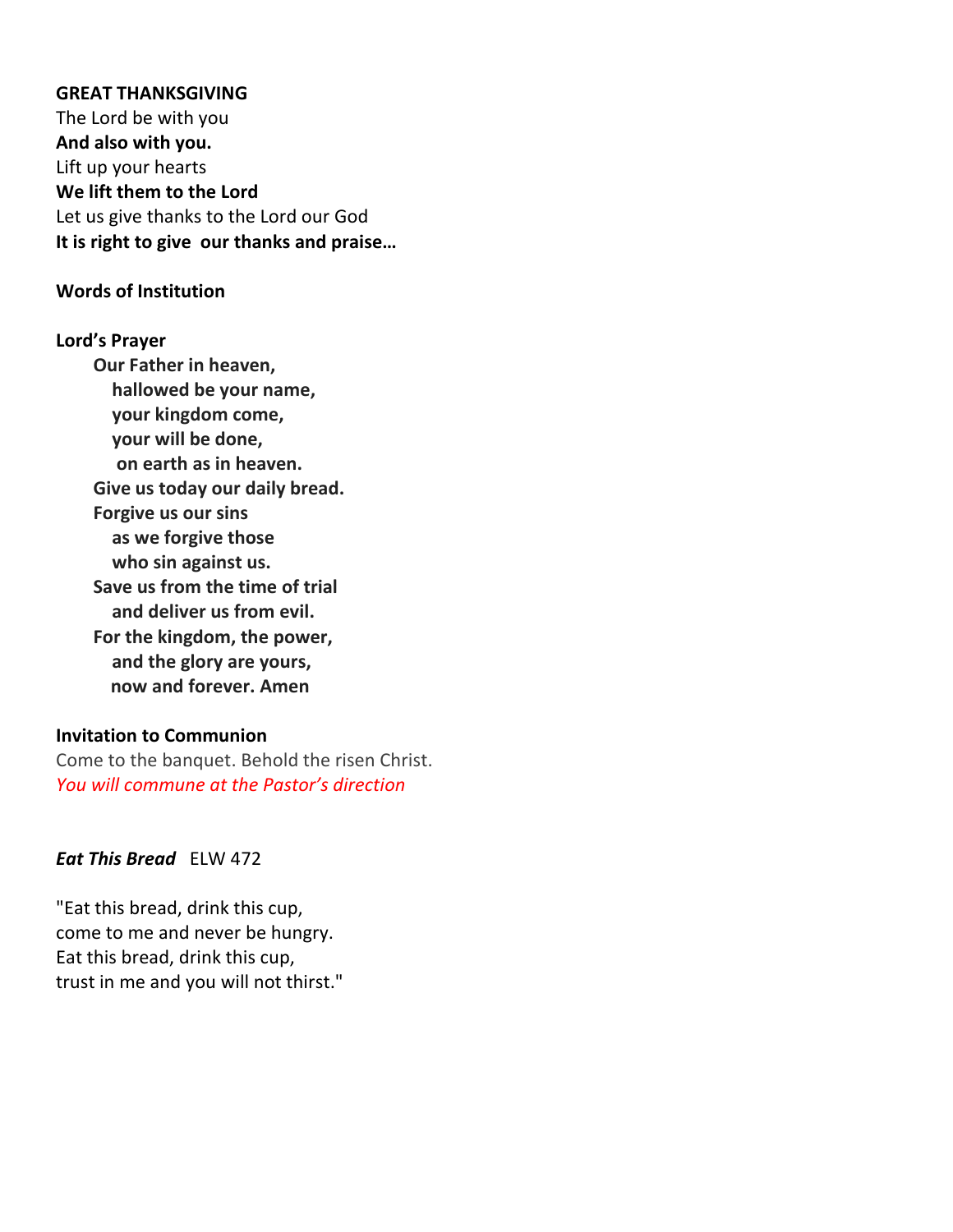**GREAT THANKSGIVING**
The Lord be with you
**And also with you.**
Lift up your hearts
**We lift them to the Lord**
Let us give thanks to the Lord our God
**It is right to give our thanks and praise…**

**Words of Institution**

**Lord's Prayer**

> **Our Father in heaven,**
> **hallowed be your name,**
> **your kingdom come,**
> **your will be done,**
> **on earth as in heaven.**
> **Give us today our daily bread.**
> **Forgive us our sins**
> **as we forgive those**
> **who sin against us.**
> **Save us from the time of trial**
> **and deliver us from evil.**
> **For the kingdom, the power,**
> **and the glory are yours,**
> **now and forever. Amen**

**Invitation to Communion**
Come to the banquet. Behold the risen Christ.
*You will commune at the Pastor's direction*

***Eat This Bread*** ELW 472

"Eat this bread, drink this cup,
come to me and never be hungry.
Eat this bread, drink this cup,
trust in me and you will not thirst."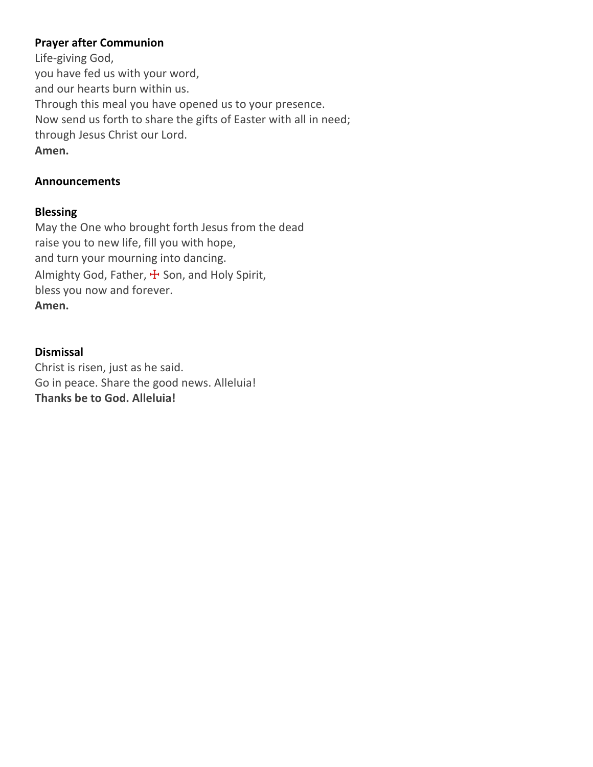**Prayer after Communion**

Life-giving God,
you have fed us with your word,
and our hearts burn within us.
Through this meal you have opened us to your presence.
Now send us forth to share the gifts of Easter with all in need;
through Jesus Christ our Lord.
**Amen.**

**Announcements**

**Blessing**

May the One who brought forth Jesus from the dead
raise you to new life, fill you with hope,
and turn your mourning into dancing.
Almighty God, Father, ☩ Son, and Holy Spirit,
bless you now and forever.
**Amen.**

**Dismissal**

Christ is risen, just as he said.
Go in peace. Share the good news. Alleluia!
**Thanks be to God. Alleluia!**